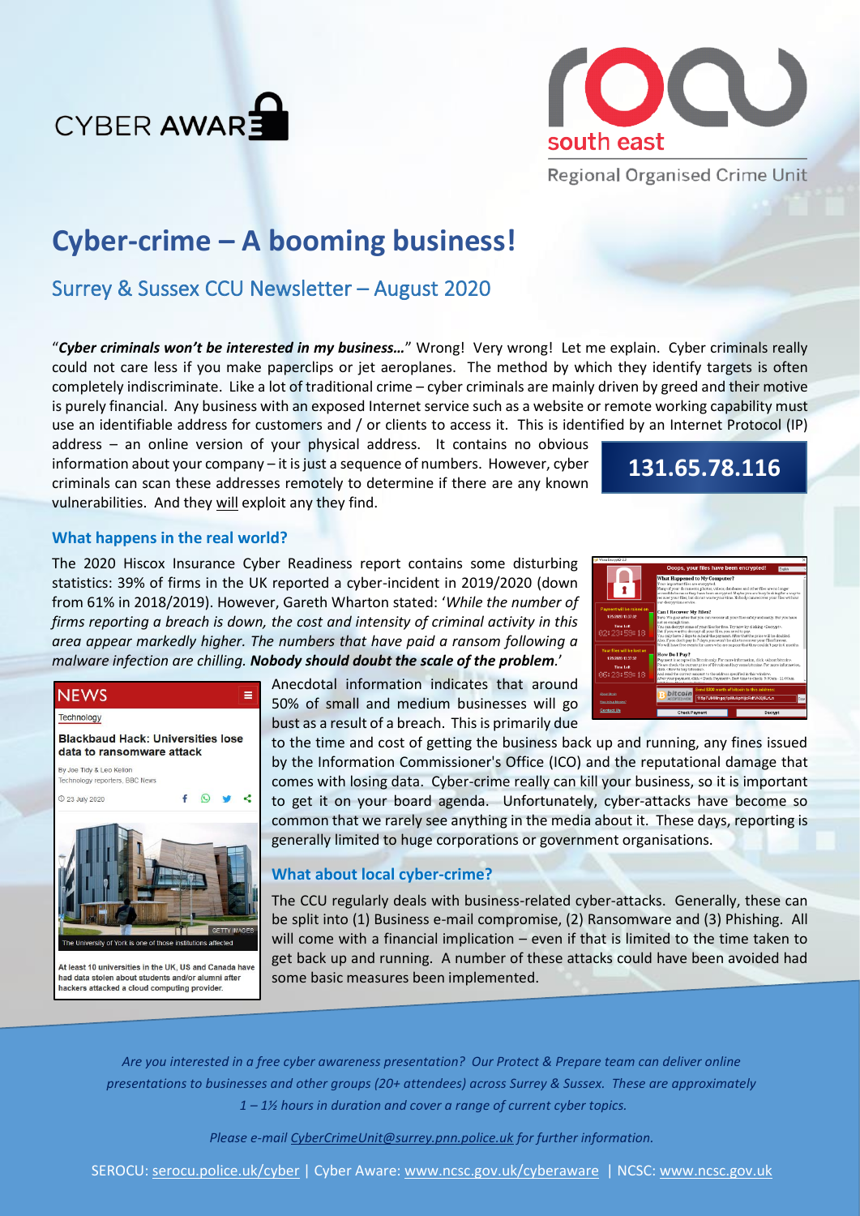CYBER AWARE

south east
Regional Organised Crime Unit

# Cyber-crime – A booming business!

## Surrey & Sussex CCU Newsletter – August 2020

"***Cyber criminals won't be interested in my business…***" Wrong! Very wrong! Let me explain. Cyber criminals really could not care less if you make paperclips or jet aeroplanes. The method by which they identify targets is often completely indiscriminate. Like a lot of traditional crime – cyber criminals are mainly driven by greed and their motive is purely financial. Any business with an exposed Internet service such as a website or remote working capability must use an identifiable address for customers and / or clients to access it. This is identified by an Internet Protocol (IP) address – an online version of your physical address. It contains no obvious information about your company – it is just a sequence of numbers. However, cyber criminals can scan these addresses remotely to determine if there are any known vulnerabilities. And they will exploit any they find.

**131.65.78.116**

### What happens in the real world?

The 2020 Hiscox Insurance Cyber Readiness report contains some disturbing statistics: 39% of firms in the UK reported a cyber-incident in 2019/2020 (down from 61% in 2018/2019). However, Gareth Wharton stated: '*While the number of firms reporting a breach is down, the cost and intensity of criminal activity in this area appear markedly higher. The numbers that have paid a ransom following a malware infection are chilling.* ***Nobody should doubt the scale of the problem.***'

Anecdotal information indicates that around 50% of small and medium businesses will go bust as a result of a breach. This is primarily due to the time and cost of getting the business back up and running, any fines issued by the Information Commissioner's Office (ICO) and the reputational damage that comes with losing data. Cyber-crime really can kill your business, so it is important to get it on your board agenda. Unfortunately, cyber-attacks have become so common that we rarely see anything in the media about it. These days, reporting is generally limited to huge corporations or government organisations.

NEWS
Technology
**Blackbaud Hack: Universities lose data to ransomware attack**
By Joe Tidy & Leo Kelion
Technology reporters, BBC News
23 July 2020
The University of York is one of those institutions affected
At least 10 universities in the UK, US and Canada have had data stolen about students and/or alumni after hackers attacked a cloud computing provider.

### What about local cyber-crime?

The CCU regularly deals with business-related cyber-attacks. Generally, these can be split into (1) Business e-mail compromise, (2) Ransomware and (3) Phishing. All will come with a financial implication – even if that is limited to the time taken to get back up and running. A number of these attacks could have been avoided had some basic measures been implemented.

*Are you interested in a free cyber awareness presentation? Our Protect & Prepare team can deliver online presentations to businesses and other groups (20+ attendees) across Surrey & Sussex. These are approximately 1 – 1½ hours in duration and cover a range of current cyber topics.*

*Please e-mail CyberCrimeUnit@surrey.pnn.police.uk for further information.*

SEROCU: serocu.police.uk/cyber | Cyber Aware: www.ncsc.gov.uk/cyberaware | NCSC: www.ncsc.gov.uk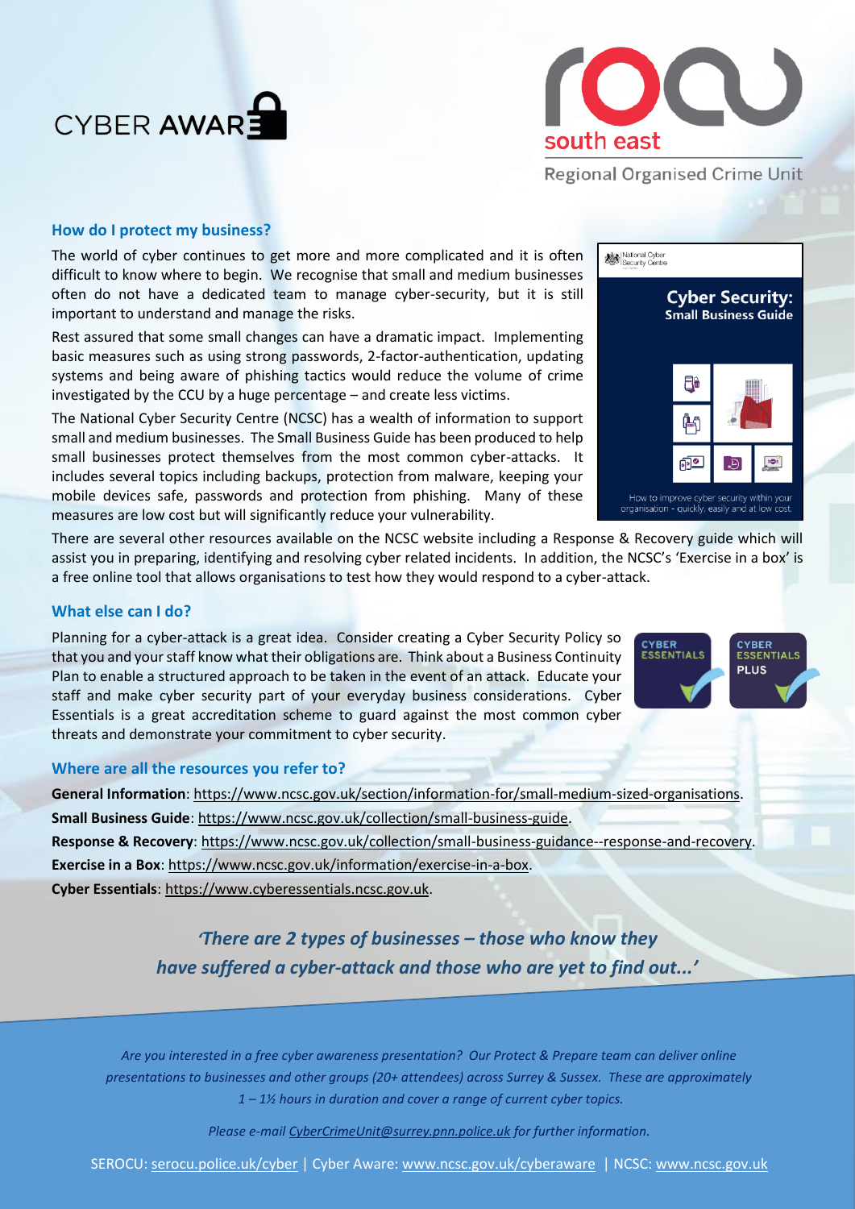## How do I protect my business?

The world of cyber continues to get more and more complicated and it is often difficult to know where to begin. We recognise that small and medium businesses often do not have a dedicated team to manage cyber-security, but it is still important to understand and manage the risks.

Rest assured that some small changes can have a dramatic impact. Implementing basic measures such as using strong passwords, 2-factor-authentication, updating systems and being aware of phishing tactics would reduce the volume of crime investigated by the CCU by a huge percentage – and create less victims.

The National Cyber Security Centre (NCSC) has a wealth of information to support small and medium businesses. The Small Business Guide has been produced to help small businesses protect themselves from the most common cyber-attacks. It includes several topics including backups, protection from malware, keeping your mobile devices safe, passwords and protection from phishing. Many of these measures are low cost but will significantly reduce your vulnerability.

There are several other resources available on the NCSC website including a Response & Recovery guide which will assist you in preparing, identifying and resolving cyber related incidents. In addition, the NCSC's 'Exercise in a box' is a free online tool that allows organisations to test how they would respond to a cyber-attack.

## What else can I do?

Planning for a cyber-attack is a great idea. Consider creating a Cyber Security Policy so that you and your staff know what their obligations are. Think about a Business Continuity Plan to enable a structured approach to be taken in the event of an attack. Educate your staff and make cyber security part of your everyday business considerations. Cyber Essentials is a great accreditation scheme to guard against the most common cyber threats and demonstrate your commitment to cyber security.

## Where are all the resources you refer to?

**General Information**: https://www.ncsc.gov.uk/section/information-for/small-medium-sized-organisations.

**Small Business Guide**: https://www.ncsc.gov.uk/collection/small-business-guide.

**Response & Recovery**: https://www.ncsc.gov.uk/collection/small-business-guidance--response-and-recovery.

**Exercise in a Box**: https://www.ncsc.gov.uk/information/exercise-in-a-box.

**Cyber Essentials**: https://www.cyberessentials.ncsc.gov.uk.

***'There are 2 types of businesses – those who know they have suffered a cyber-attack and those who are yet to find out...'***

*Are you interested in a free cyber awareness presentation? Our Protect & Prepare team can deliver online presentations to businesses and other groups (20+ attendees) across Surrey & Sussex. These are approximately 1 – 1½ hours in duration and cover a range of current cyber topics.*

*Please e-mail CyberCrimeUnit@surrey.pnn.police.uk for further information.*

SEROCU: serocu.police.uk/cyber | Cyber Aware: www.ncsc.gov.uk/cyberaware | NCSC: www.ncsc.gov.uk